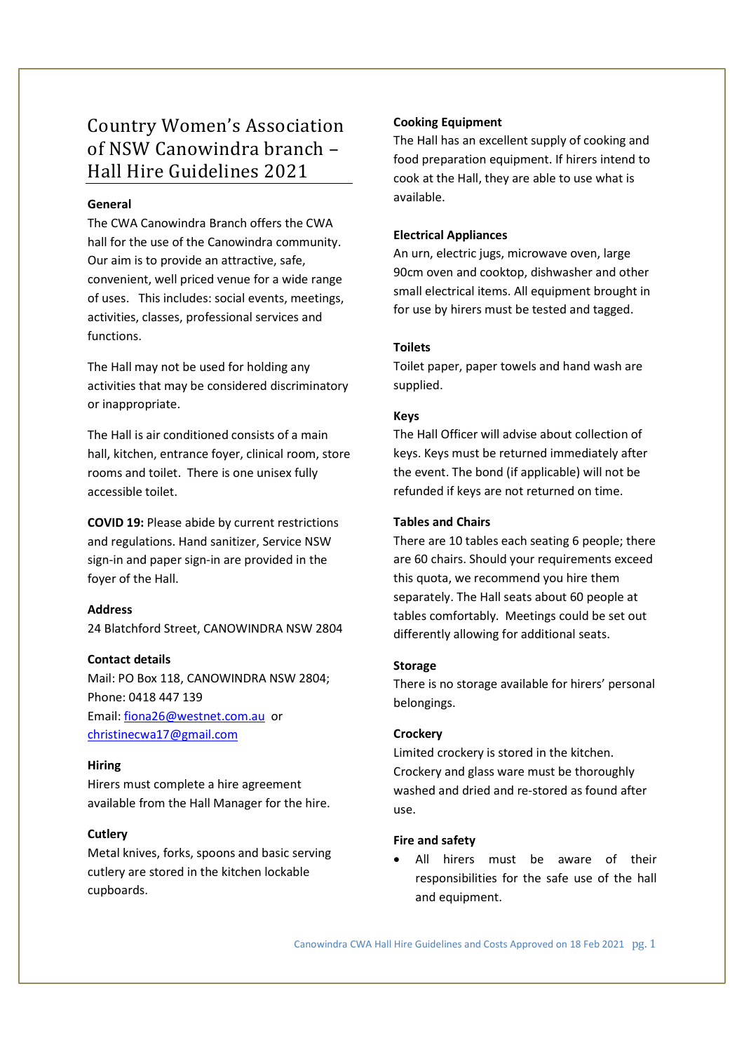# Country Women's Association of NSW Canowindra branch – Hall Hire Guidelines 2021

**General**

The CWA Canowindra Branch offers the CWA hall for the use of the Canowindra community. Our aim is to provide an attractive, safe, convenient, well priced venue for a wide range of uses. This includes: social events, meetings, activities, classes, professional services and functions.

The Hall may not be used for holding any activities that may be considered discriminatory or inappropriate.

The Hall is air conditioned consists of a main hall, kitchen, entrance foyer, clinical room, store rooms and toilet. There is one unisex fully accessible toilet.

**COVID 19:** Please abide by current restrictions and regulations. Hand sanitizer, Service NSW sign-in and paper sign-in are provided in the foyer of the Hall.

**Address**

24 Blatchford Street, CANOWINDRA NSW 2804

**Contact details**

Mail: PO Box 118, CANOWINDRA NSW 2804;
Phone: 0418 447 139
Email: fiona26@westnet.com.au or christinecwa17@gmail.com

**Hiring**

Hirers must complete a hire agreement available from the Hall Manager for the hire.

**Cutlery**

Metal knives, forks, spoons and basic serving cutlery are stored in the kitchen lockable cupboards.

**Cooking Equipment**

The Hall has an excellent supply of cooking and food preparation equipment. If hirers intend to cook at the Hall, they are able to use what is available.

**Electrical Appliances**

An urn, electric jugs, microwave oven, large 90cm oven and cooktop, dishwasher and other small electrical items. All equipment brought in for use by hirers must be tested and tagged.

**Toilets**

Toilet paper, paper towels and hand wash are supplied.

**Keys**

The Hall Officer will advise about collection of keys. Keys must be returned immediately after the event. The bond (if applicable) will not be refunded if keys are not returned on time.

**Tables and Chairs**

There are 10 tables each seating 6 people; there are 60 chairs. Should your requirements exceed this quota, we recommend you hire them separately. The Hall seats about 60 people at tables comfortably. Meetings could be set out differently allowing for additional seats.

**Storage**

There is no storage available for hirers' personal belongings.

**Crockery**

Limited crockery is stored in the kitchen. Crockery and glass ware must be thoroughly washed and dried and re-stored as found after use.

**Fire and safety**

- All hirers must be aware of their responsibilities for the safe use of the hall and equipment.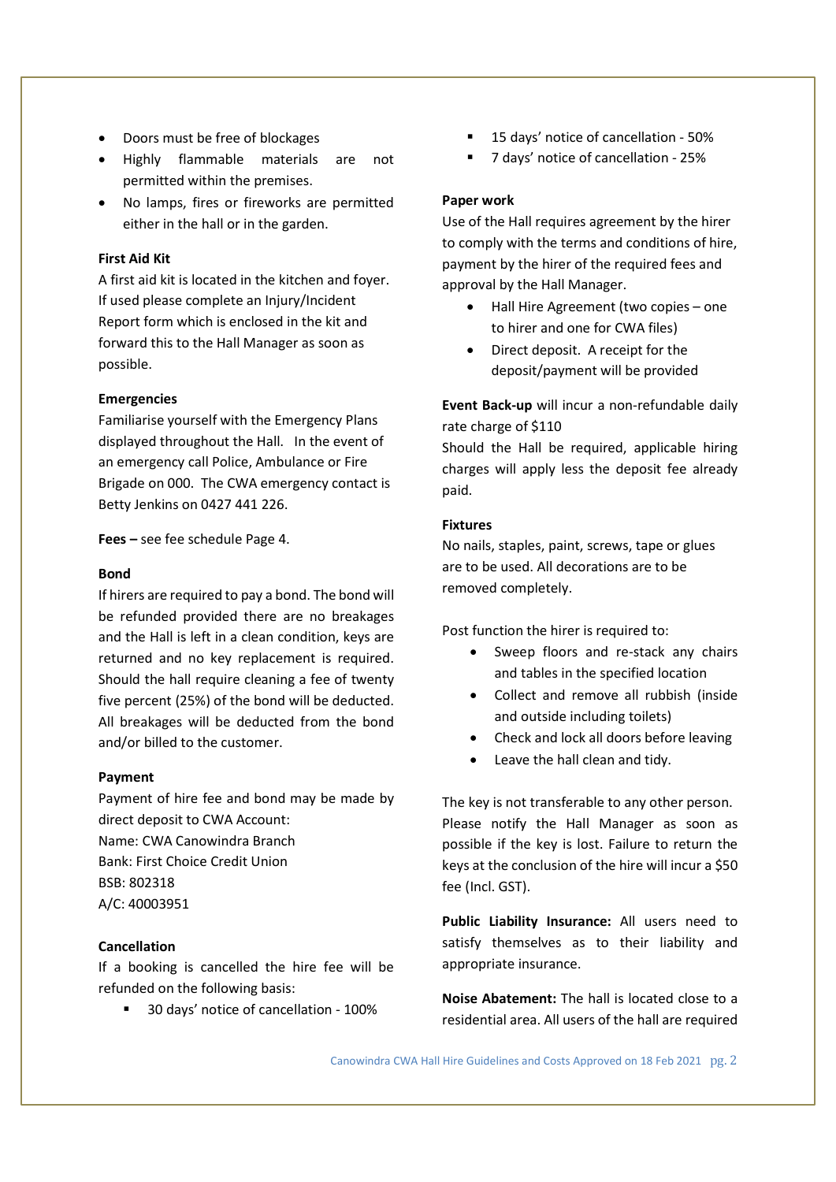- Doors must be free of blockages
- Highly flammable materials are not permitted within the premises.
- No lamps, fires or fireworks are permitted either in the hall or in the garden.

**First Aid Kit**

A first aid kit is located in the kitchen and foyer. If used please complete an Injury/Incident Report form which is enclosed in the kit and forward this to the Hall Manager as soon as possible.

**Emergencies**

Familiarise yourself with the Emergency Plans displayed throughout the Hall. In the event of an emergency call Police, Ambulance or Fire Brigade on 000. The CWA emergency contact is Betty Jenkins on 0427 441 226.

**Fees –** see fee schedule Page 4.

**Bond**

If hirers are required to pay a bond. The bond will be refunded provided there are no breakages and the Hall is left in a clean condition, keys are returned and no key replacement is required. Should the hall require cleaning a fee of twenty five percent (25%) of the bond will be deducted. All breakages will be deducted from the bond and/or billed to the customer.

**Payment**

Payment of hire fee and bond may be made by direct deposit to CWA Account:
Name: CWA Canowindra Branch
Bank: First Choice Credit Union
BSB: 802318
A/C: 40003951

**Cancellation**

If a booking is cancelled the hire fee will be refunded on the following basis:

- 30 days' notice of cancellation - 100%
- 15 days' notice of cancellation - 50%
- 7 days' notice of cancellation - 25%

**Paper work**

Use of the Hall requires agreement by the hirer to comply with the terms and conditions of hire, payment by the hirer of the required fees and approval by the Hall Manager.

- Hall Hire Agreement (two copies – one to hirer and one for CWA files)
- Direct deposit. A receipt for the deposit/payment will be provided

**Event Back-up** will incur a non-refundable daily rate charge of $110

Should the Hall be required, applicable hiring charges will apply less the deposit fee already paid.

**Fixtures**

No nails, staples, paint, screws, tape or glues are to be used. All decorations are to be removed completely.

Post function the hirer is required to:

- Sweep floors and re-stack any chairs and tables in the specified location
- Collect and remove all rubbish (inside and outside including toilets)
- Check and lock all doors before leaving
- Leave the hall clean and tidy.

The key is not transferable to any other person. Please notify the Hall Manager as soon as possible if the key is lost. Failure to return the keys at the conclusion of the hire will incur a $50 fee (Incl. GST).

**Public Liability Insurance:** All users need to satisfy themselves as to their liability and appropriate insurance.

**Noise Abatement:** The hall is located close to a residential area. All users of the hall are required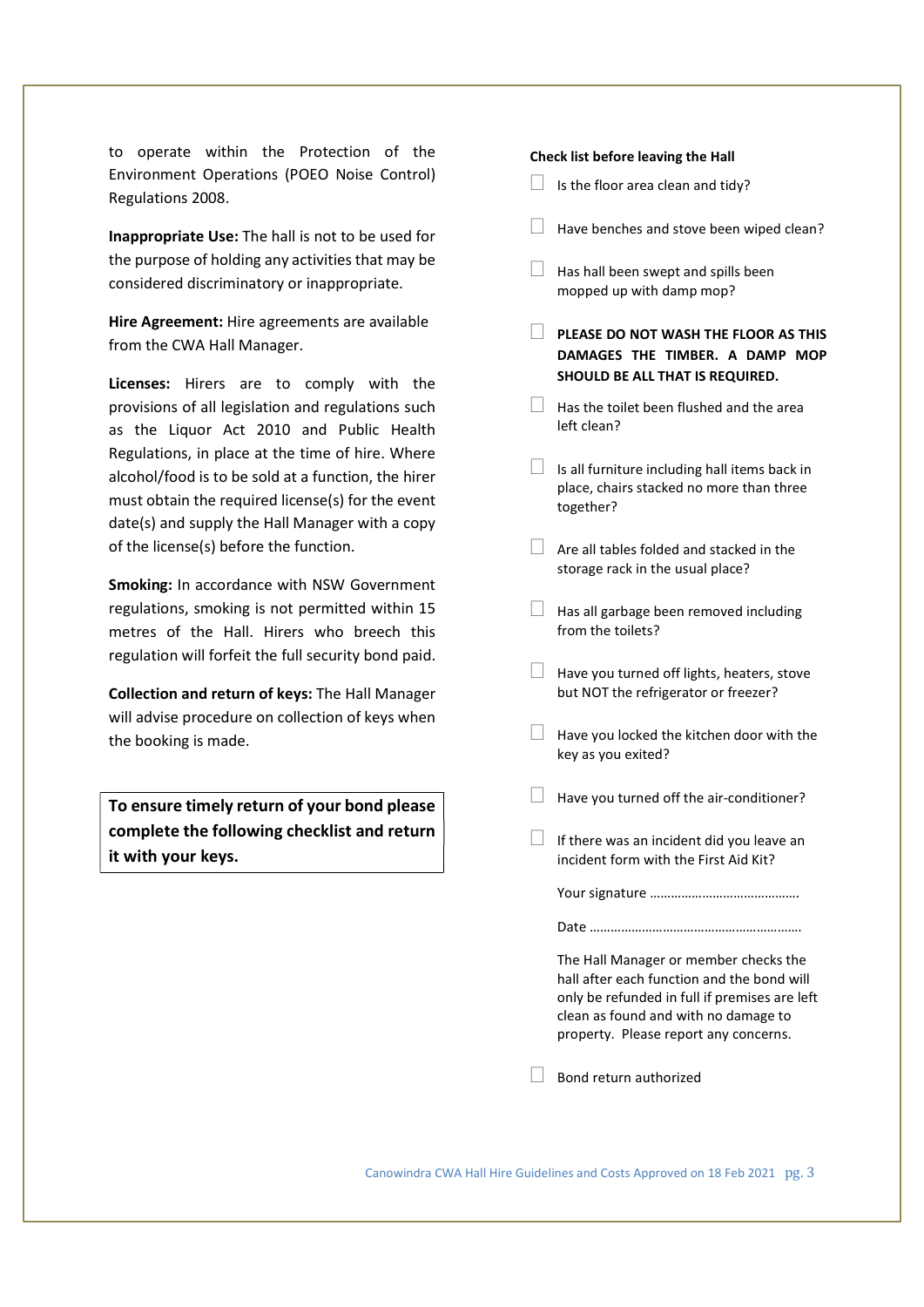to operate within the Protection of the Environment Operations (POEO Noise Control) Regulations 2008.

**Inappropriate Use:** The hall is not to be used for the purpose of holding any activities that may be considered discriminatory or inappropriate.

**Hire Agreement:** Hire agreements are available from the CWA Hall Manager.

**Licenses:** Hirers are to comply with the provisions of all legislation and regulations such as the Liquor Act 2010 and Public Health Regulations, in place at the time of hire. Where alcohol/food is to be sold at a function, the hirer must obtain the required license(s) for the event date(s) and supply the Hall Manager with a copy of the license(s) before the function.

**Smoking:** In accordance with NSW Government regulations, smoking is not permitted within 15 metres of the Hall. Hirers who breech this regulation will forfeit the full security bond paid.

**Collection and return of keys:** The Hall Manager will advise procedure on collection of keys when the booking is made.

**To ensure timely return of your bond please complete the following checklist and return it with your keys.**

**Check list before leaving the Hall**

- [ ] Is the floor area clean and tidy?
- [ ] Have benches and stove been wiped clean?
- [ ] Has hall been swept and spills been mopped up with damp mop?
- [ ] **PLEASE DO NOT WASH THE FLOOR AS THIS DAMAGES THE TIMBER. A DAMP MOP SHOULD BE ALL THAT IS REQUIRED.**
- [ ] Has the toilet been flushed and the area left clean?
- [ ] Is all furniture including hall items back in place, chairs stacked no more than three together?
- [ ] Are all tables folded and stacked in the storage rack in the usual place?
- [ ] Has all garbage been removed including from the toilets?
- [ ] Have you turned off lights, heaters, stove but NOT the refrigerator or freezer?
- [ ] Have you locked the kitchen door with the key as you exited?
- [ ] Have you turned off the air-conditioner?
- [ ] If there was an incident did you leave an incident form with the First Aid Kit?

Your signature …………………………………….

Date …………………………………………………….

The Hall Manager or member checks the hall after each function and the bond will only be refunded in full if premises are left clean as found and with no damage to property. Please report any concerns.

- [ ] Bond return authorized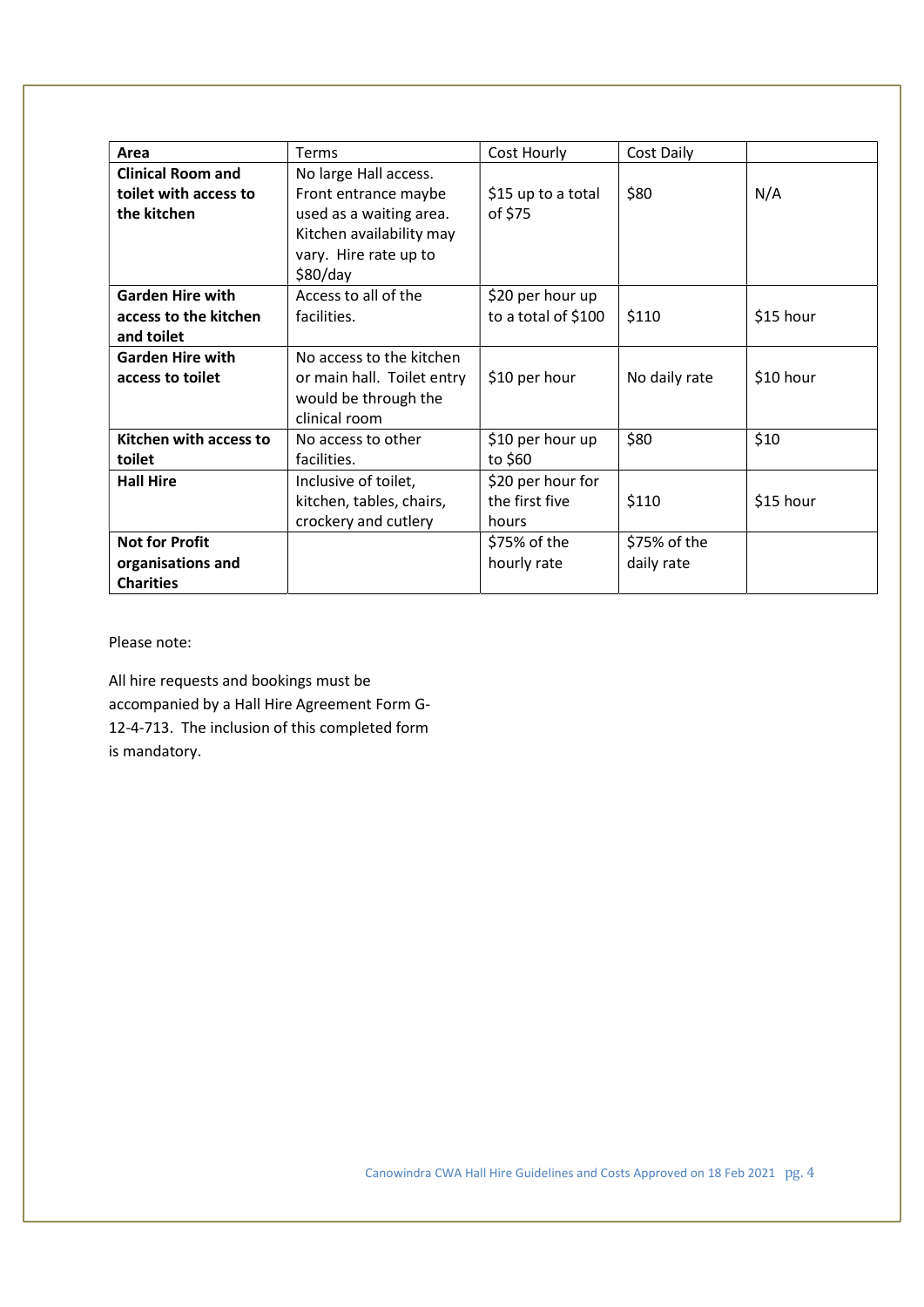| Area | Terms | Cost Hourly | Cost Daily | |
|---|---|---|---|---|
| **Clinical Room and toilet with access to the kitchen** | No large Hall access. Front entrance maybe used as a waiting area. Kitchen availability may vary. Hire rate up to $80/day | $15 up to a total of $75 | $80 | N/A |
| **Garden Hire with access to the kitchen and toilet** | Access to all of the facilities. | $20 per hour up to a total of $100 | $110 | $15 hour |
| **Garden Hire with access to toilet** | No access to the kitchen or main hall. Toilet entry would be through the clinical room | $10 per hour | No daily rate | $10 hour |
| **Kitchen with access to toilet** | No access to other facilities. | $10 per hour up to $60 | $80 | $10 |
| **Hall Hire** | Inclusive of toilet, kitchen, tables, chairs, crockery and cutlery | $20 per hour for the first five hours | $110 | $15 hour |
| **Not for Profit organisations and Charities** | | $75% of the hourly rate | $75% of the daily rate | |

Please note:

All hire requests and bookings must be accompanied by a Hall Hire Agreement Form G-12-4-713. The inclusion of this completed form is mandatory.